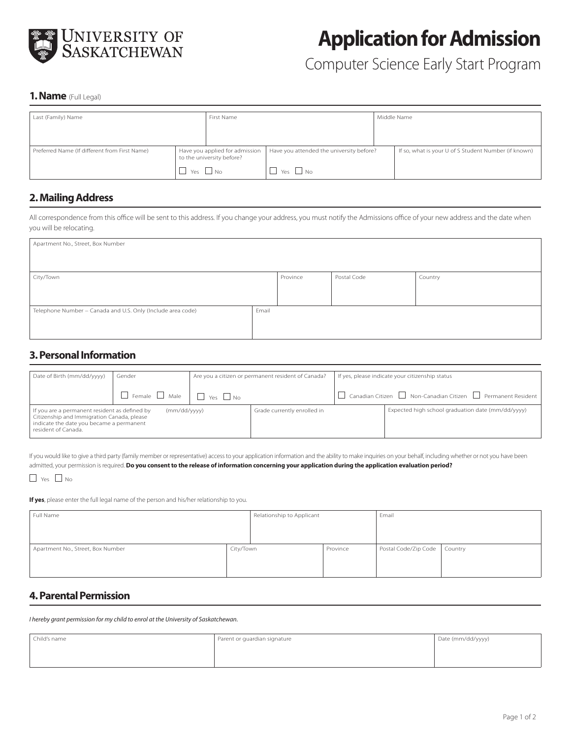**UNIVERSITY OF SASKATCHEWAN**

# Application for Admission

Computer Science Early Start Program

## 1. Name (Full Legal)

| Last (Family) Name | First Name | Middle Name |
|---|---|---|
| | | |

| Preferred Name (If different from First Name) | Have you applied for admission to the university before? | Have you attended the university before? | If so, what is your U of S Student Number (if known) |
|---|---|---|---|
| | ☐ Yes ☐ No | ☐ Yes ☐ No | |

## 2. Mailing Address

All correspondence from this office will be sent to this address. If you change your address, you must notify the Admissions office of your new address and the date when you will be relocating.

| Apartment No., Street, Box Number | | | |
|---|---|---|---|
| | | | |
| **City/Town** | **Province** | **Postal Code** | **Country** |
| | | | |

| Telephone Number – Canada and U.S. Only (Include area code) | Email |
|---|---|
| | |

## 3. Personal Information

| Date of Birth (mm/dd/yyyy) | Gender | Are you a citizen or permanent resident of Canada? | If yes, please indicate your citizenship status |
|---|---|---|---|
| | ☐ Female ☐ Male | ☐ Yes ☐ No | ☐ Canadian Citizen ☐ Non-Canadian Citizen ☐ Permanent Resident |

| If you are a permanent resident as defined by Citizenship and Immigration Canada, please indicate the date you became a permanent resident of Canada. (mm/dd/yyyy) | Grade currently enrolled in | Expected high school graduation date (mm/dd/yyyy) |
|---|---|---|
| | | |

If you would like to give a third party (family member or representative) access to your application information and the ability to make inquiries on your behalf, including whether or not you have been admitted, your permission is required. **Do you consent to the release of information concerning your application during the application evaluation period?**

☐ Yes ☐ No

**If yes**, please enter the full legal name of the person and his/her relationship to you.

| Full Name | Relationship to Applicant | Email |
|---|---|---|
| | | |

| Apartment No., Street, Box Number | City/Town | Province | Postal Code/Zip Code | Country |
|---|---|---|---|---|
| | | | | |

## 4. Parental Permission

*I hereby grant permission for my child to enrol at the University of Saskatchewan.*

| Child's name | Parent or guardian signature | Date (mm/dd/yyyy) |
|---|---|---|
| | | |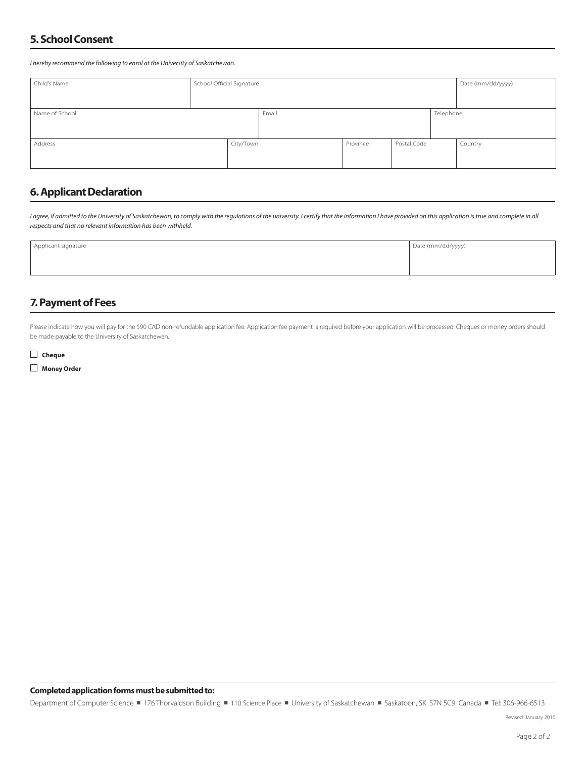## 5. School Consent

*I hereby recommend the following to enrol at the University of Saskatchewan.*

| Child's Name | School Official Signature | Date (mm/dd/yyyy) |
|---|---|---|
| | | |

| Name of School | Email | Telephone |
|---|---|---|
| | | |

| Address | City/Town | Province | Postal Code | Country |
|---|---|---|---|---|
| | | | | |

## 6. Applicant Declaration

*I agree, if admitted to the University of Saskatchewan, to comply with the regulations of the university. I certify that the information I have provided on this application is true and complete in all respects and that no relevant information has been withheld.*

| Applicant signature | Date (mm/dd/yyyy) |
|---|---|
| | |

## 7. Payment of Fees

Please indicate how you will pay for the $90 CAD non-refundable application fee. Application fee payment is required before your application will be processed. Cheques or money orders should be made payable to the University of Saskatchewan.

☐ **Cheque**

☐ **Money Order**

**Completed application forms must be submitted to:**

Department of Computer Science ■ 176 Thorvaldson Building ■ 110 Science Place ■ University of Saskatchewan ■ Saskatoon, SK S7N 5C9 Canada ■ Tel: 306-966-6513

Revised: January 2016